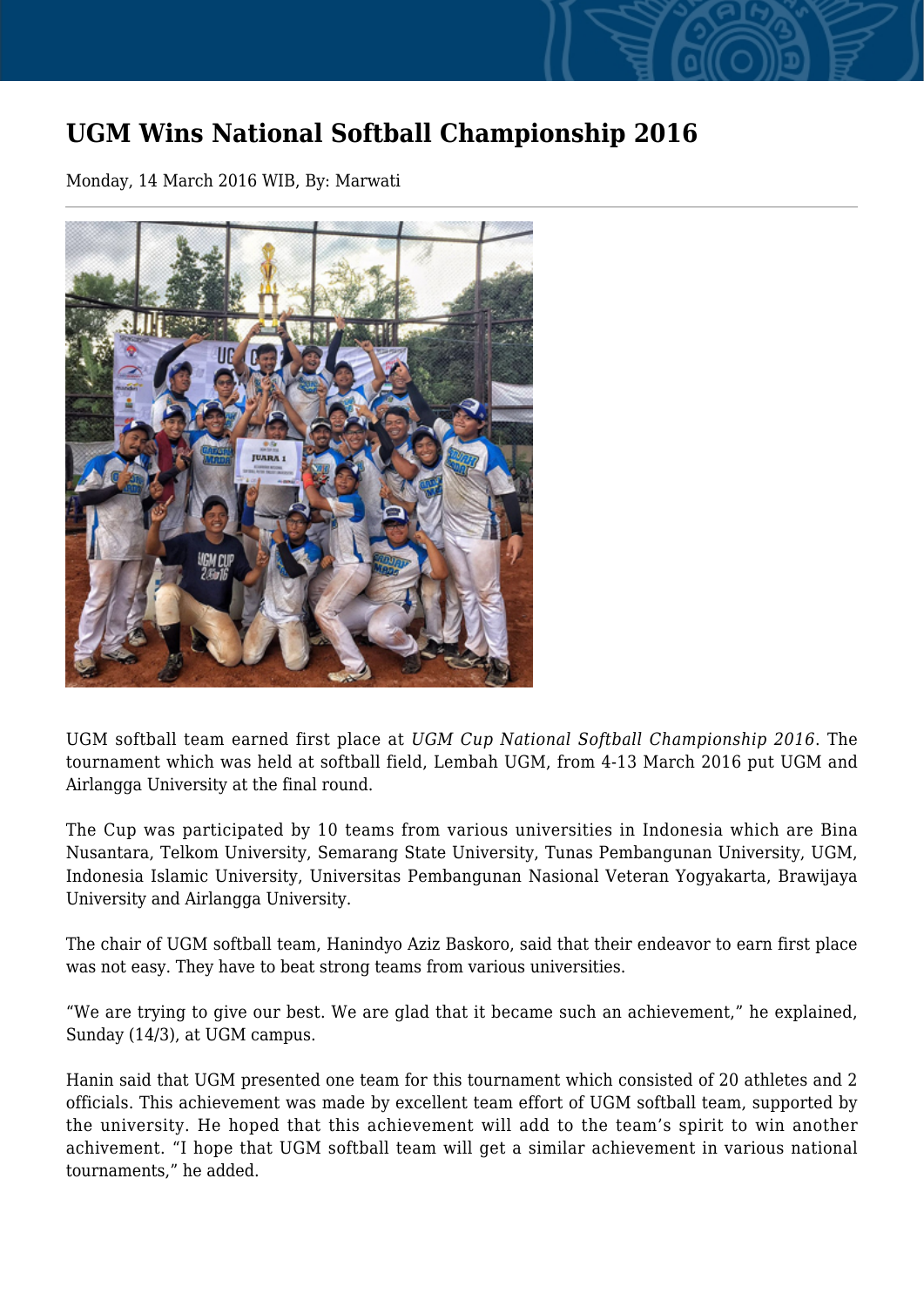# UGM Wins National Softball Championship 2016

Monday, 14 March 2016 WIB, By: Marwati

UGM softball team earned first place at *UGM Cup National Softball Championship 2016*. The tournament which was held at softball field, Lembah UGM, from 4-13 March 2016 put UGM and Airlangga University at the final round.

The Cup was participated by 10 teams from various universities in Indonesia which are Bina Nusantara, Telkom University, Semarang State University, Tunas Pembangunan University, UGM, Indonesia Islamic University, Universitas Pembangunan Nasional Veteran Yogyakarta, Brawijaya University and Airlangga University.

The chair of UGM softball team, Hanindyo Aziz Baskoro, said that their endeavor to earn first place was not easy. They have to beat strong teams from various universities.

"We are trying to give our best. We are glad that it became such an achievement," he explained, Sunday (14/3), at UGM campus.

Hanin said that UGM presented one team for this tournament which consisted of 20 athletes and 2 officials. This achievement was made by excellent team effort of UGM softball team, supported by the university. He hoped that this achievement will add to the team's spirit to win another achivement. "I hope that UGM softball team will get a similar achievement in various national tournaments," he added.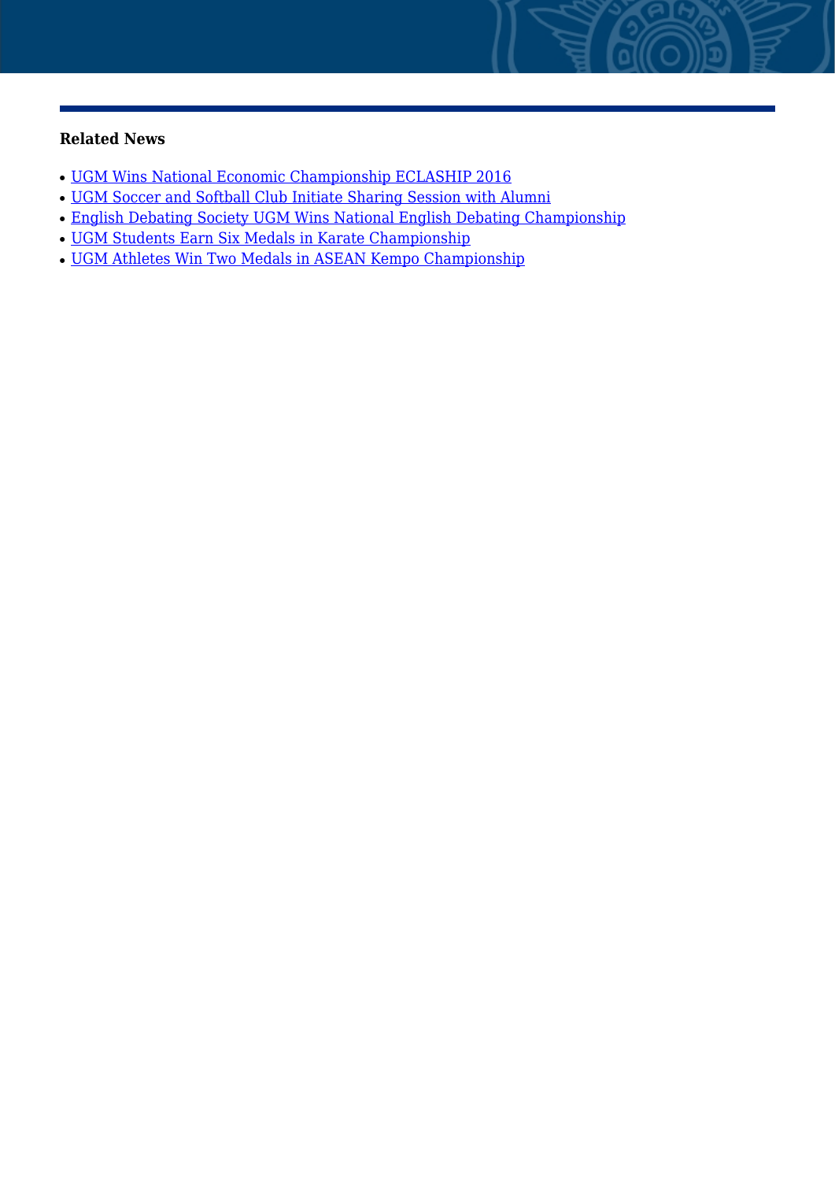### Related News

- UGM Wins National Economic Championship ECLASHIP 2016
- UGM Soccer and Softball Club Initiate Sharing Session with Alumni
- English Debating Society UGM Wins National English Debating Championship
- UGM Students Earn Six Medals in Karate Championship
- UGM Athletes Win Two Medals in ASEAN Kempo Championship